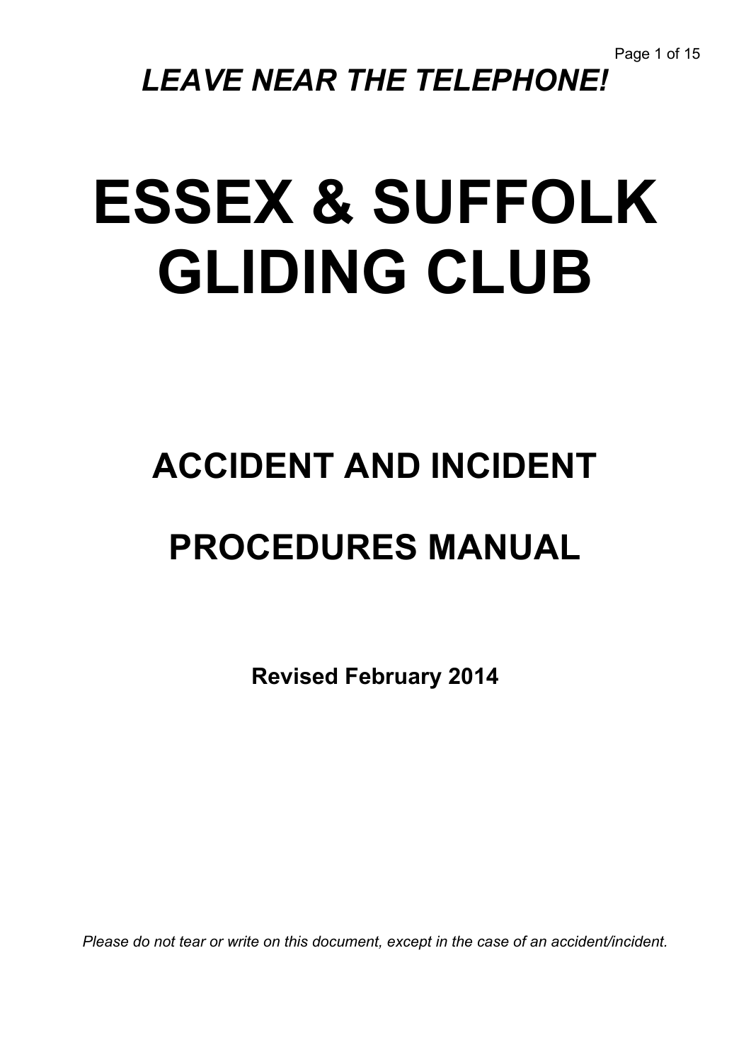***LEAVE NEAR THE TELEPHONE!***

# ESSEX & SUFFOLK GLIDING CLUB

## ACCIDENT AND INCIDENT

## PROCEDURES MANUAL

**Revised February 2014**

*Please do not tear or write on this document, except in the case of an accident/incident.*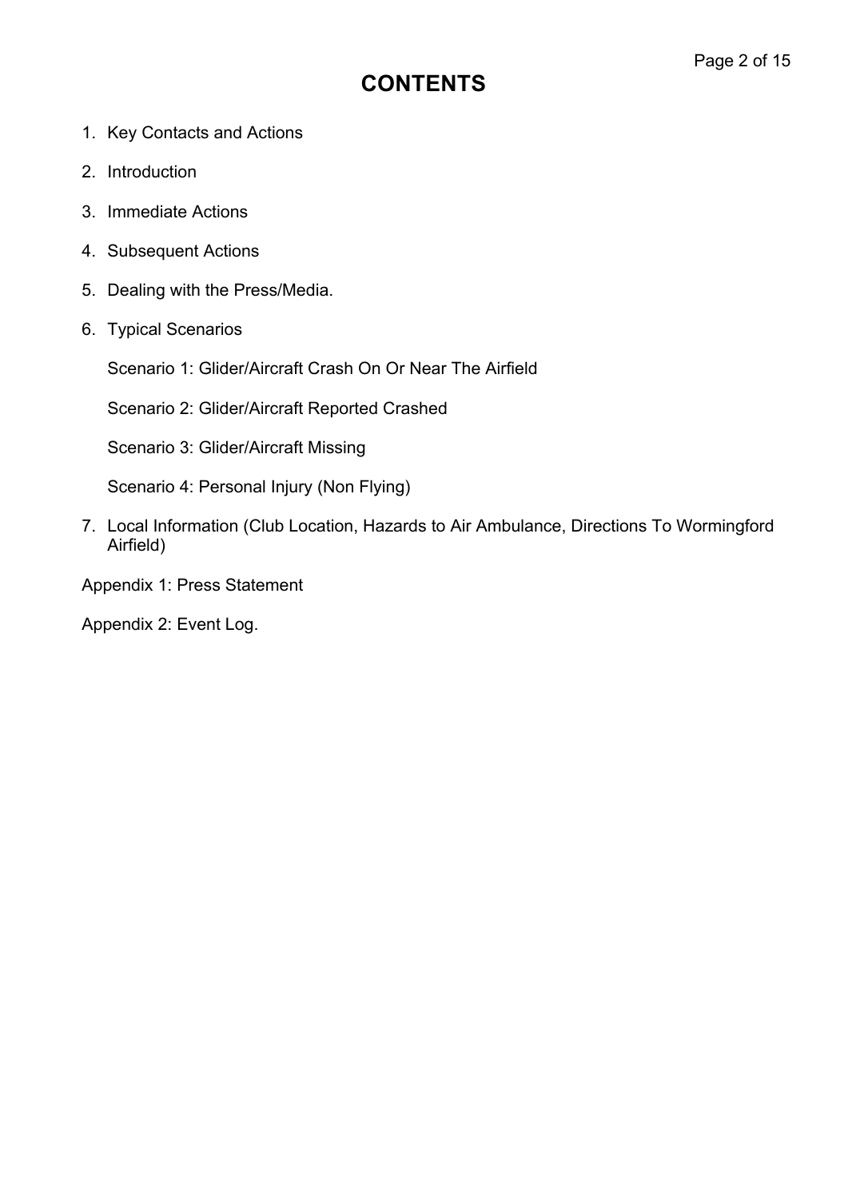# CONTENTS

1. Key Contacts and Actions
2. Introduction
3. Immediate Actions
4. Subsequent Actions
5. Dealing with the Press/Media.
6. Typical Scenarios

   Scenario 1: Glider/Aircraft Crash On Or Near The Airfield

   Scenario 2: Glider/Aircraft Reported Crashed

   Scenario 3: Glider/Aircraft Missing

   Scenario 4: Personal Injury (Non Flying)

7. Local Information (Club Location, Hazards to Air Ambulance, Directions To Wormingford Airfield)

Appendix 1: Press Statement

Appendix 2: Event Log.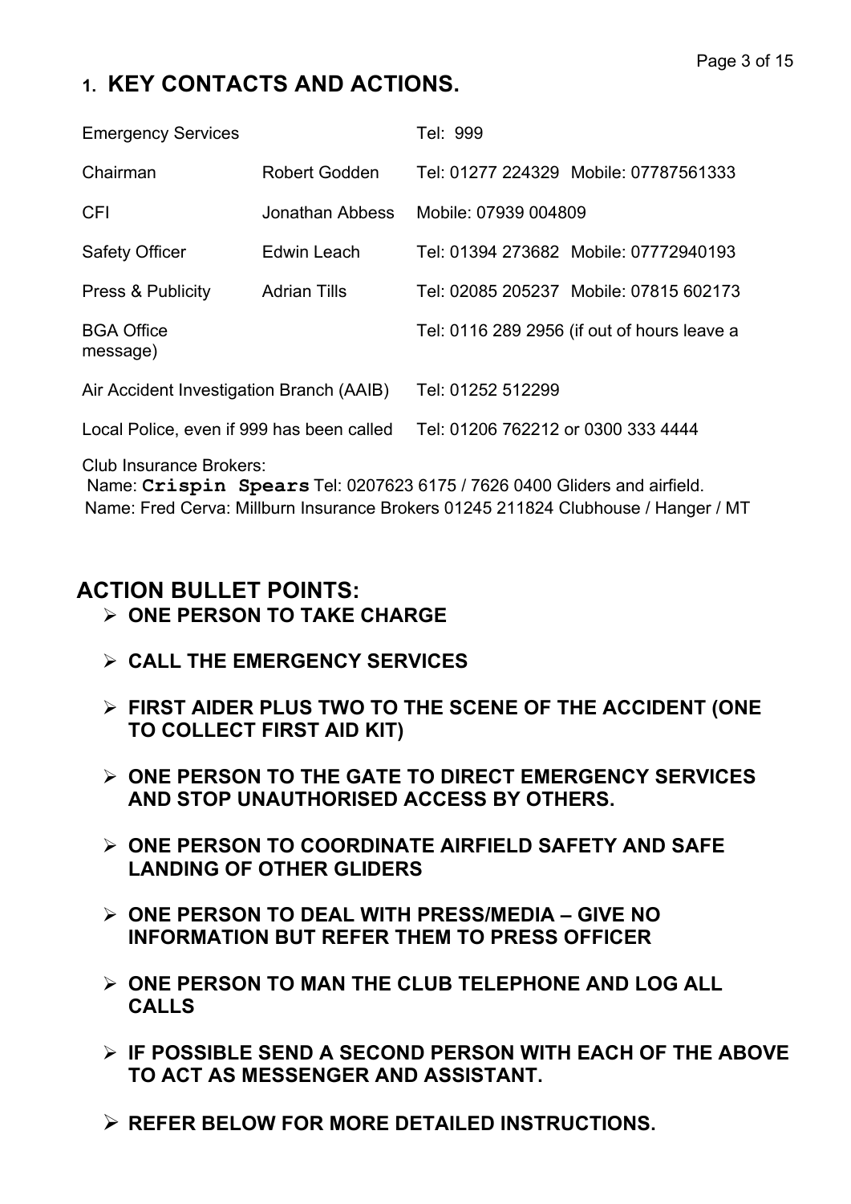# 1. KEY CONTACTS AND ACTIONS.

| | | |
|---|---|---|
| Emergency Services | | Tel: 999 |
| Chairman | Robert Godden | Tel: 01277 224329 Mobile: 07787561333 |
| CFI | Jonathan Abbess | Mobile: 07939 004809 |
| Safety Officer | Edwin Leach | Tel: 01394 273682 Mobile: 07772940193 |
| Press & Publicity | Adrian Tills | Tel: 02085 205237 Mobile: 07815 602173 |
| BGA Office | | Tel: 0116 289 2956 (if out of hours leave a message) |
| Air Accident Investigation Branch (AAIB) | | Tel: 01252 512299 |
| Local Police, even if 999 has been called | | Tel: 01206 762212 or 0300 333 4444 |

Club Insurance Brokers:
Name: **Crispin Spears** Tel: 0207623 6175 / 7626 0400 Gliders and airfield.
Name: Fred Cerva: Millburn Insurance Brokers 01245 211824 Clubhouse / Hanger / MT

## ACTION BULLET POINTS:

- **ONE PERSON TO TAKE CHARGE**
- **CALL THE EMERGENCY SERVICES**
- **FIRST AIDER PLUS TWO TO THE SCENE OF THE ACCIDENT (ONE TO COLLECT FIRST AID KIT)**
- **ONE PERSON TO THE GATE TO DIRECT EMERGENCY SERVICES AND STOP UNAUTHORISED ACCESS BY OTHERS.**
- **ONE PERSON TO COORDINATE AIRFIELD SAFETY AND SAFE LANDING OF OTHER GLIDERS**
- **ONE PERSON TO DEAL WITH PRESS/MEDIA – GIVE NO INFORMATION BUT REFER THEM TO PRESS OFFICER**
- **ONE PERSON TO MAN THE CLUB TELEPHONE AND LOG ALL CALLS**
- **IF POSSIBLE SEND A SECOND PERSON WITH EACH OF THE ABOVE TO ACT AS MESSENGER AND ASSISTANT.**
- **REFER BELOW FOR MORE DETAILED INSTRUCTIONS.**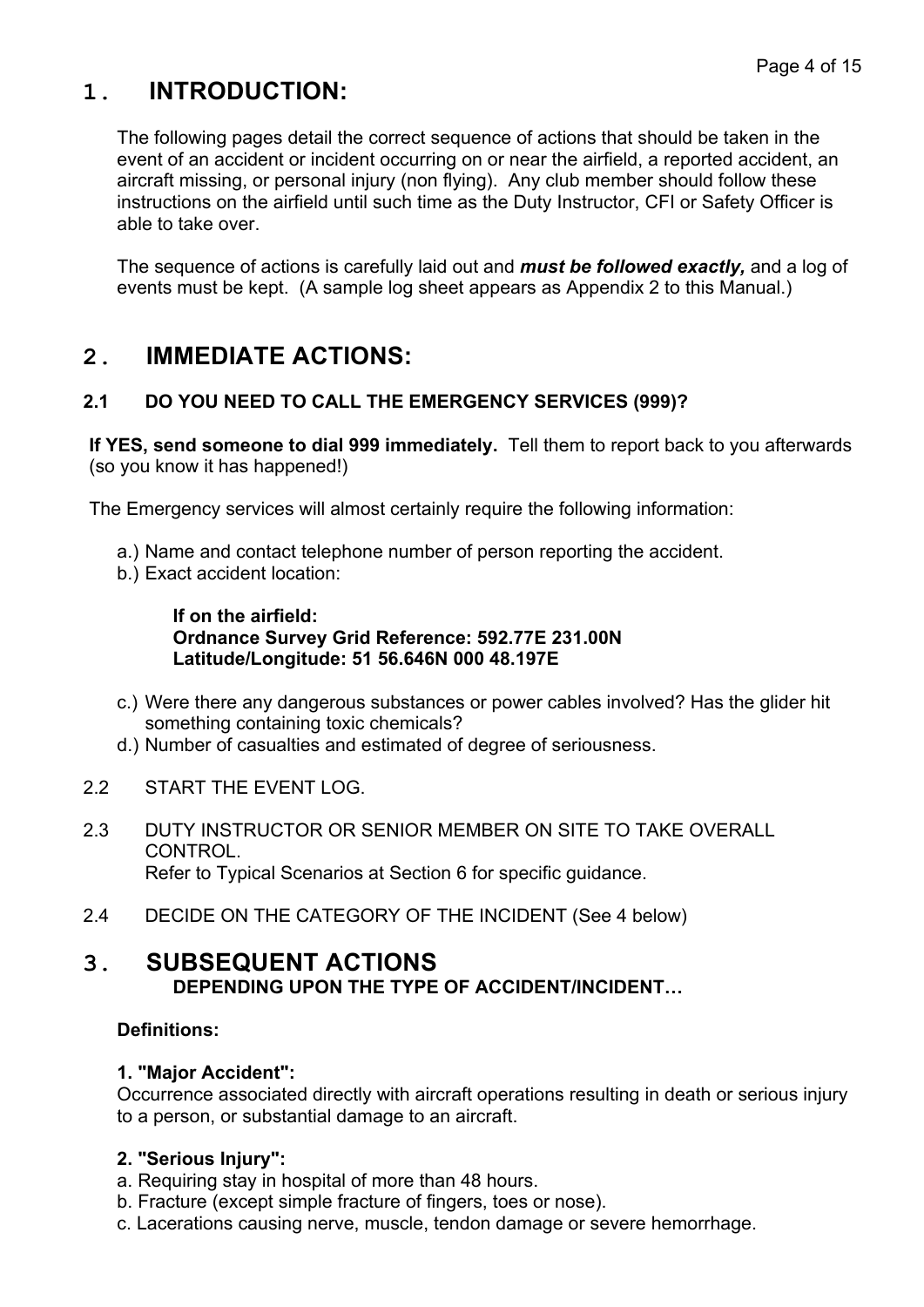# 1. INTRODUCTION:

The following pages detail the correct sequence of actions that should be taken in the event of an accident or incident occurring on or near the airfield, a reported accident, an aircraft missing, or personal injury (non flying). Any club member should follow these instructions on the airfield until such time as the Duty Instructor, CFI or Safety Officer is able to take over.

The sequence of actions is carefully laid out and ***must be followed exactly,*** and a log of events must be kept. (A sample log sheet appears as Appendix 2 to this Manual.)

# 2. IMMEDIATE ACTIONS:

### 2.1 DO YOU NEED TO CALL THE EMERGENCY SERVICES (999)?

**If YES, send someone to dial 999 immediately.** Tell them to report back to you afterwards (so you know it has happened!)

The Emergency services will almost certainly require the following information:

a.) Name and contact telephone number of person reporting the accident.

b.) Exact accident location:

> **If on the airfield:**
> **Ordnance Survey Grid Reference: 592.77E 231.00N**
> **Latitude/Longitude: 51 56.646N 000 48.197E**

c.) Were there any dangerous substances or power cables involved? Has the glider hit something containing toxic chemicals?

d.) Number of casualties and estimated of degree of seriousness.

2.2 START THE EVENT LOG.

2.3 DUTY INSTRUCTOR OR SENIOR MEMBER ON SITE TO TAKE OVERALL CONTROL.
Refer to Typical Scenarios at Section 6 for specific guidance.

2.4 DECIDE ON THE CATEGORY OF THE INCIDENT (See 4 below)

# 3. SUBSEQUENT ACTIONS

**DEPENDING UPON THE TYPE OF ACCIDENT/INCIDENT…**

**Definitions:**

**1. "Major Accident":**
Occurrence associated directly with aircraft operations resulting in death or serious injury to a person, or substantial damage to an aircraft.

**2. "Serious Injury":**

a. Requiring stay in hospital of more than 48 hours.

b. Fracture (except simple fracture of fingers, toes or nose).

c. Lacerations causing nerve, muscle, tendon damage or severe hemorrhage.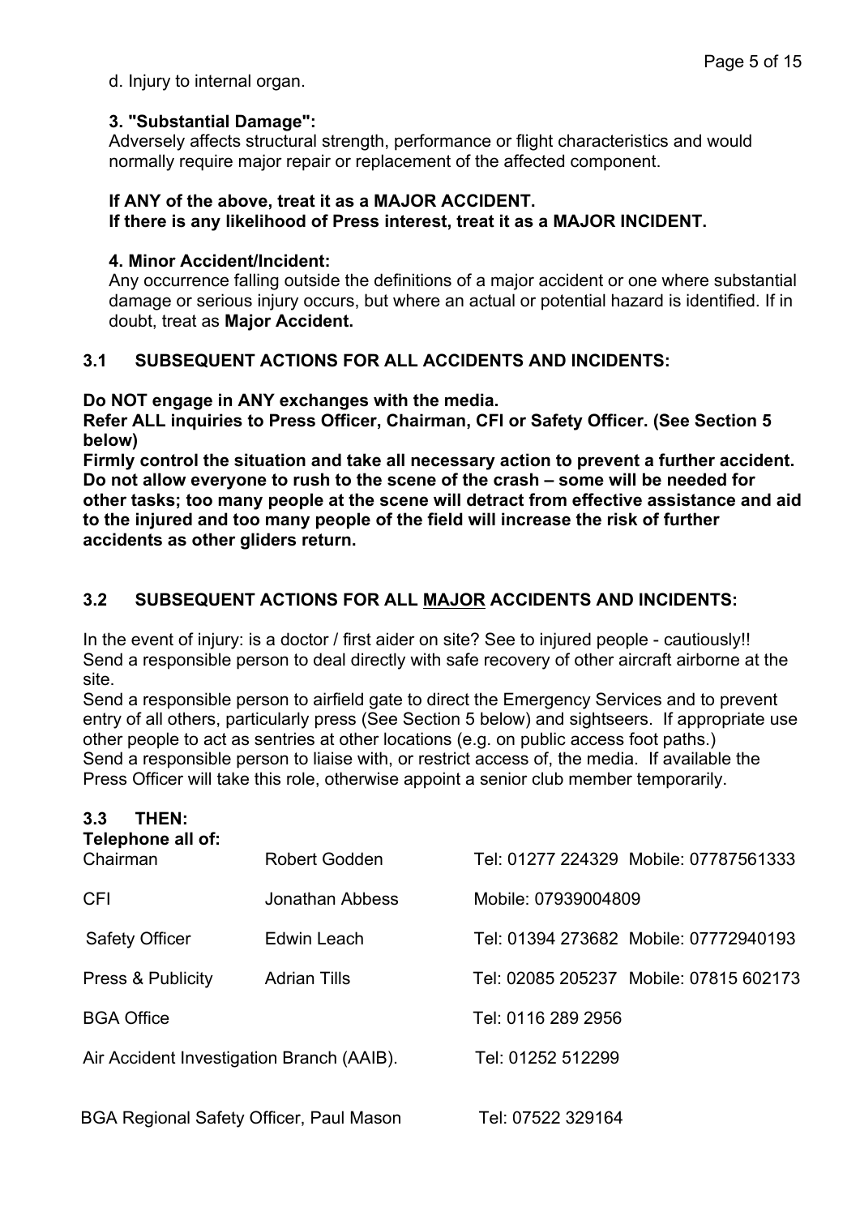d. Injury to internal organ.

**3. "Substantial Damage":**

Adversely affects structural strength, performance or flight characteristics and would normally require major repair or replacement of the affected component.

**If ANY of the above, treat it as a MAJOR ACCIDENT.**
**If there is any likelihood of Press interest, treat it as a MAJOR INCIDENT.**

**4. Minor Accident/Incident:**

Any occurrence falling outside the definitions of a major accident or one where substantial damage or serious injury occurs, but where an actual or potential hazard is identified. If in doubt, treat as **Major Accident.**

## 3.1 SUBSEQUENT ACTIONS FOR ALL ACCIDENTS AND INCIDENTS:

**Do NOT engage in ANY exchanges with the media.**
**Refer ALL inquiries to Press Officer, Chairman, CFI or Safety Officer. (See Section 5 below)**
**Firmly control the situation and take all necessary action to prevent a further accident. Do not allow everyone to rush to the scene of the crash – some will be needed for other tasks; too many people at the scene will detract from effective assistance and aid to the injured and too many people of the field will increase the risk of further accidents as other gliders return.**

## 3.2 SUBSEQUENT ACTIONS FOR ALL <u>MAJOR</u> ACCIDENTS AND INCIDENTS:

In the event of injury: is a doctor / first aider on site? See to injured people - cautiously!!
Send a responsible person to deal directly with safe recovery of other aircraft airborne at the site.
Send a responsible person to airfield gate to direct the Emergency Services and to prevent entry of all others, particularly press (See Section 5 below) and sightseers. If appropriate use other people to act as sentries at other locations (e.g. on public access foot paths.)
Send a responsible person to liaise with, or restrict access of, the media. If available the Press Officer will take this role, otherwise appoint a senior club member temporarily.

## 3.3 THEN:

**Telephone all of:**

| | | |
|---|---|---|
| Chairman | Robert Godden | Tel: 01277 224329 Mobile: 07787561333 |
| CFI | Jonathan Abbess | Mobile: 07939004809 |
| Safety Officer | Edwin Leach | Tel: 01394 273682 Mobile: 07772940193 |
| Press & Publicity | Adrian Tills | Tel: 02085 205237 Mobile: 07815 602173 |
| BGA Office | | Tel: 0116 289 2956 |
| Air Accident Investigation Branch (AAIB). | | Tel: 01252 512299 |
| BGA Regional Safety Officer, Paul Mason | | Tel: 07522 329164 |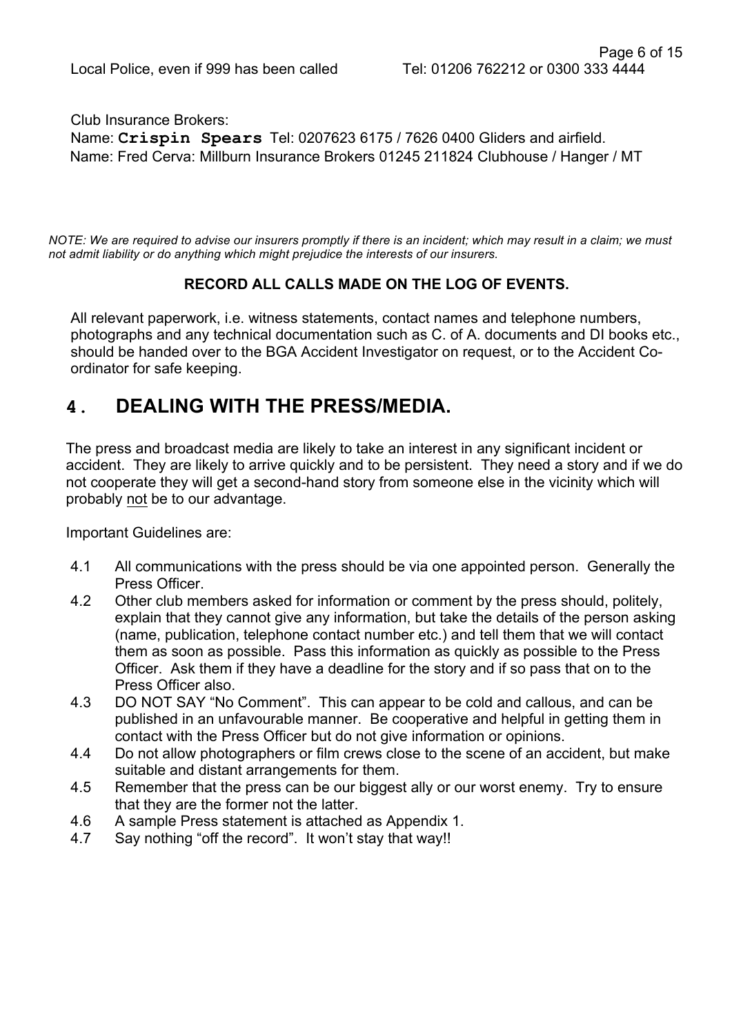Local Police, even if 999 has been called Tel: 01206 762212 or 0300 333 4444

Club Insurance Brokers:
Name: **Crispin Spears** Tel: 0207623 6175 / 7626 0400 Gliders and airfield.
Name: Fred Cerva: Millburn Insurance Brokers 01245 211824 Clubhouse / Hanger / MT

*NOTE: We are required to advise our insurers promptly if there is an incident; which may result in a claim; we must not admit liability or do anything which might prejudice the interests of our insurers.*

**RECORD ALL CALLS MADE ON THE LOG OF EVENTS.**

All relevant paperwork, i.e. witness statements, contact names and telephone numbers, photographs and any technical documentation such as C. of A. documents and DI books etc., should be handed over to the BGA Accident Investigator on request, or to the Accident Co-ordinator for safe keeping.

## 4. DEALING WITH THE PRESS/MEDIA.

The press and broadcast media are likely to take an interest in any significant incident or accident. They are likely to arrive quickly and to be persistent. They need a story and if we do not cooperate they will get a second-hand story from someone else in the vicinity which will probably not be to our advantage.

Important Guidelines are:

- 4.1 All communications with the press should be via one appointed person. Generally the Press Officer.
- 4.2 Other club members asked for information or comment by the press should, politely, explain that they cannot give any information, but take the details of the person asking (name, publication, telephone contact number etc.) and tell them that we will contact them as soon as possible. Pass this information as quickly as possible to the Press Officer. Ask them if they have a deadline for the story and if so pass that on to the Press Officer also.
- 4.3 DO NOT SAY "No Comment". This can appear to be cold and callous, and can be published in an unfavourable manner. Be cooperative and helpful in getting them in contact with the Press Officer but do not give information or opinions.
- 4.4 Do not allow photographers or film crews close to the scene of an accident, but make suitable and distant arrangements for them.
- 4.5 Remember that the press can be our biggest ally or our worst enemy. Try to ensure that they are the former not the latter.
- 4.6 A sample Press statement is attached as Appendix 1.
- 4.7 Say nothing "off the record". It won't stay that way!!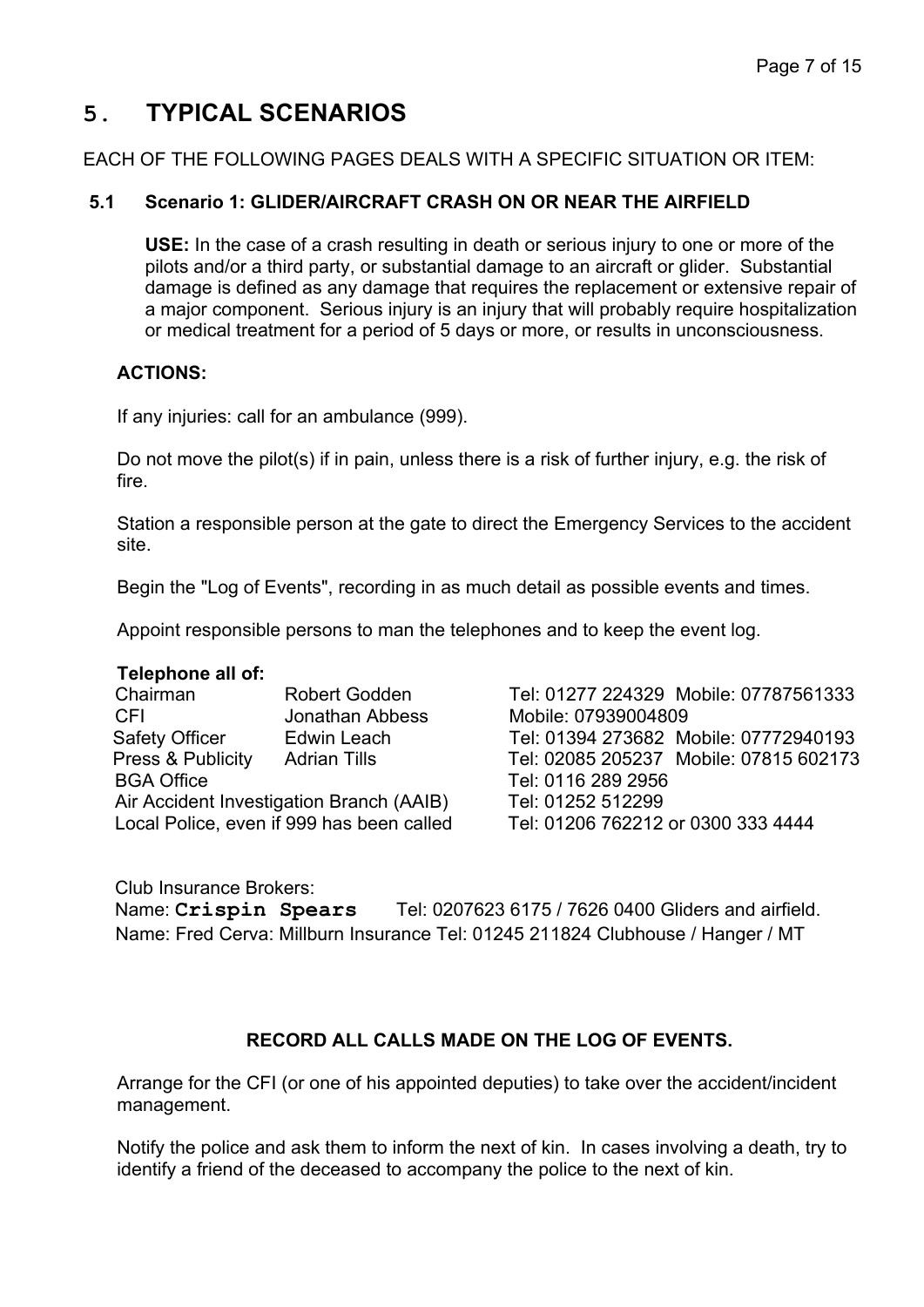# 5. TYPICAL SCENARIOS

EACH OF THE FOLLOWING PAGES DEALS WITH A SPECIFIC SITUATION OR ITEM:

## 5.1 Scenario 1: GLIDER/AIRCRAFT CRASH ON OR NEAR THE AIRFIELD

**USE:** In the case of a crash resulting in death or serious injury to one or more of the pilots and/or a third party, or substantial damage to an aircraft or glider. Substantial damage is defined as any damage that requires the replacement or extensive repair of a major component. Serious injury is an injury that will probably require hospitalization or medical treatment for a period of 5 days or more, or results in unconsciousness.

**ACTIONS:**

If any injuries: call for an ambulance (999).

Do not move the pilot(s) if in pain, unless there is a risk of further injury, e.g. the risk of fire.

Station a responsible person at the gate to direct the Emergency Services to the accident site.

Begin the "Log of Events", recording in as much detail as possible events and times.

Appoint responsible persons to man the telephones and to keep the event log.

**Telephone all of:**

| | | |
|---|---|---|
| Chairman | Robert Godden | Tel: 01277 224329 Mobile: 07787561333 |
| CFI | Jonathan Abbess | Mobile: 07939004809 |
| Safety Officer | Edwin Leach | Tel: 01394 273682 Mobile: 07772940193 |
| Press & Publicity | Adrian Tills | Tel: 02085 205237 Mobile: 07815 602173 |
| BGA Office | | Tel: 0116 289 2956 |
| Air Accident Investigation Branch (AAIB) | | Tel: 01252 512299 |
| Local Police, even if 999 has been called | | Tel: 01206 762212 or 0300 333 4444 |

Club Insurance Brokers:
Name: **Crispin Spears** Tel: 0207623 6175 / 7626 0400 Gliders and airfield.
Name: Fred Cerva: Millburn Insurance Tel: 01245 211824 Clubhouse / Hanger / MT

**RECORD ALL CALLS MADE ON THE LOG OF EVENTS.**

Arrange for the CFI (or one of his appointed deputies) to take over the accident/incident management.

Notify the police and ask them to inform the next of kin. In cases involving a death, try to identify a friend of the deceased to accompany the police to the next of kin.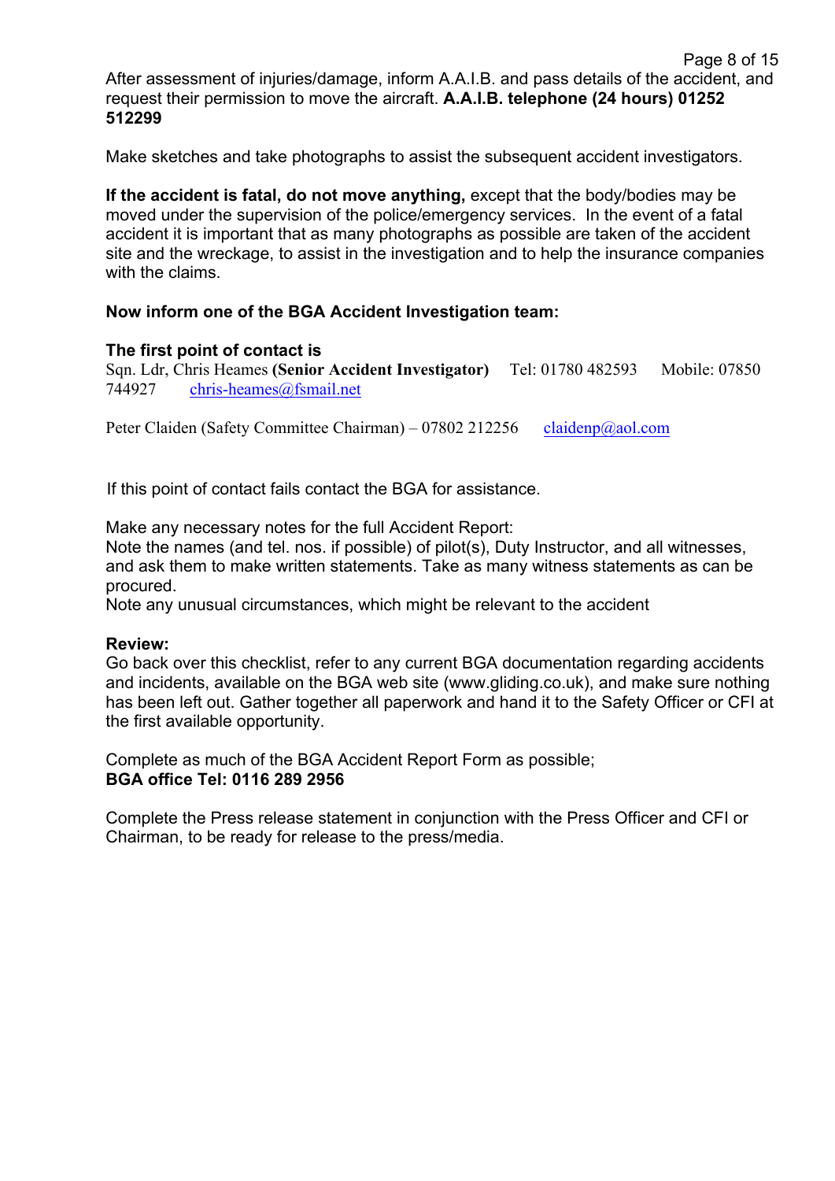After assessment of injuries/damage, inform A.A.I.B. and pass details of the accident, and request their permission to move the aircraft. **A.A.I.B. telephone (24 hours) 01252 512299**

Make sketches and take photographs to assist the subsequent accident investigators.

**If the accident is fatal, do not move anything,** except that the body/bodies may be moved under the supervision of the police/emergency services. In the event of a fatal accident it is important that as many photographs as possible are taken of the accident site and the wreckage, to assist in the investigation and to help the insurance companies with the claims.

**Now inform one of the BGA Accident Investigation team:**

**The first point of contact is**
Sqn. Ldr, Chris Heames **(Senior Accident Investigator)** Tel: 01780 482593 Mobile: 07850 744927 chris-heames@fsmail.net

Peter Claiden (Safety Committee Chairman) – 07802 212256 claidenp@aol.com

If this point of contact fails contact the BGA for assistance.

Make any necessary notes for the full Accident Report:
Note the names (and tel. nos. if possible) of pilot(s), Duty Instructor, and all witnesses, and ask them to make written statements. Take as many witness statements as can be procured.
Note any unusual circumstances, which might be relevant to the accident

**Review:**
Go back over this checklist, refer to any current BGA documentation regarding accidents and incidents, available on the BGA web site (www.gliding.co.uk), and make sure nothing has been left out. Gather together all paperwork and hand it to the Safety Officer or CFI at the first available opportunity.

Complete as much of the BGA Accident Report Form as possible;
**BGA office Tel: 0116 289 2956**

Complete the Press release statement in conjunction with the Press Officer and CFI or Chairman, to be ready for release to the press/media.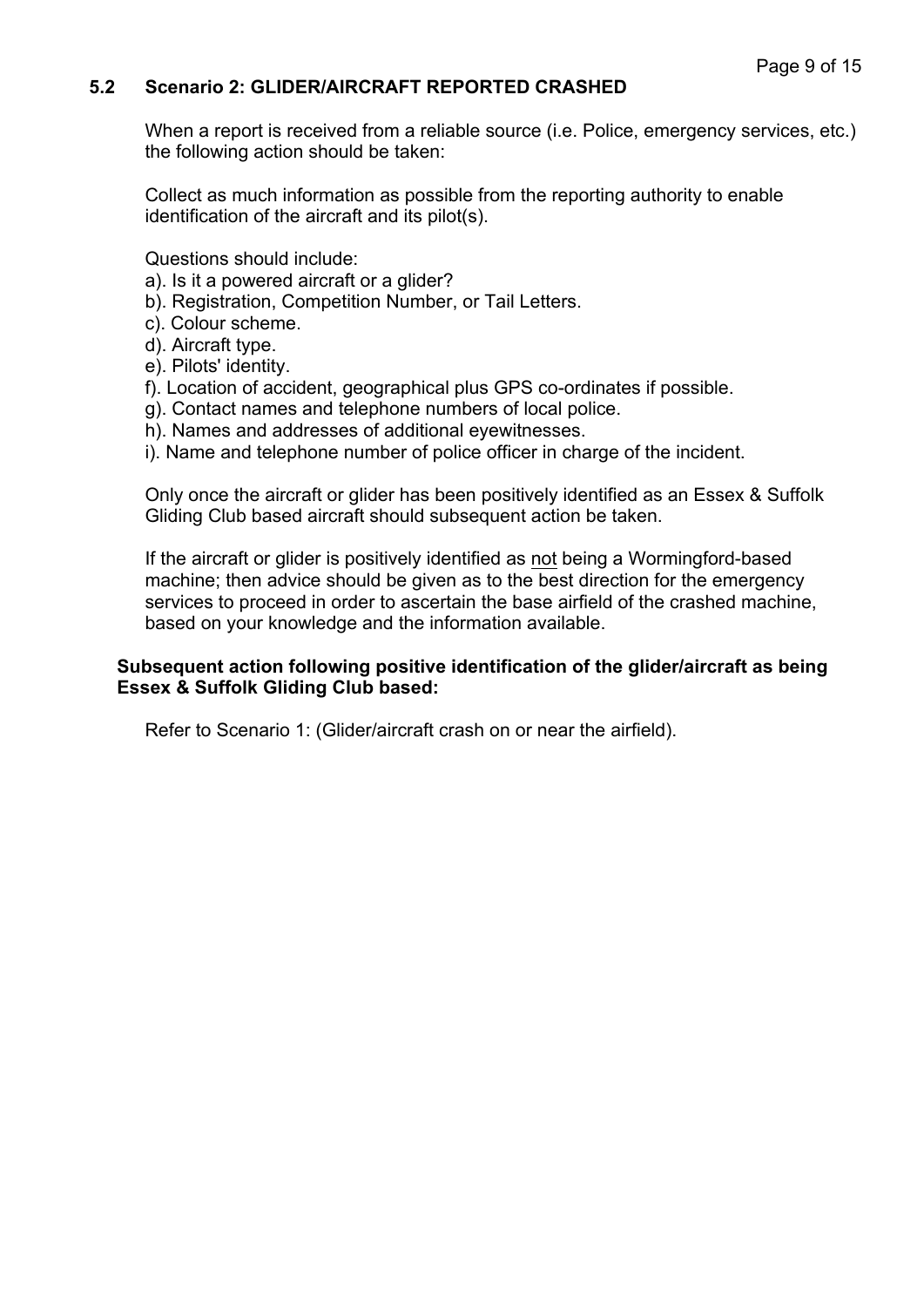## 5.2 Scenario 2: GLIDER/AIRCRAFT REPORTED CRASHED

When a report is received from a reliable source (i.e. Police, emergency services, etc.) the following action should be taken:

Collect as much information as possible from the reporting authority to enable identification of the aircraft and its pilot(s).

Questions should include:

a). Is it a powered aircraft or a glider?
b). Registration, Competition Number, or Tail Letters.
c). Colour scheme.
d). Aircraft type.
e). Pilots' identity.
f). Location of accident, geographical plus GPS co-ordinates if possible.
g). Contact names and telephone numbers of local police.
h). Names and addresses of additional eyewitnesses.
i). Name and telephone number of police officer in charge of the incident.

Only once the aircraft or glider has been positively identified as an Essex & Suffolk Gliding Club based aircraft should subsequent action be taken.

If the aircraft or glider is positively identified as <u>not</u> being a Wormingford-based machine; then advice should be given as to the best direction for the emergency services to proceed in order to ascertain the base airfield of the crashed machine, based on your knowledge and the information available.

**Subsequent action following positive identification of the glider/aircraft as being Essex & Suffolk Gliding Club based:**

Refer to Scenario 1: (Glider/aircraft crash on or near the airfield).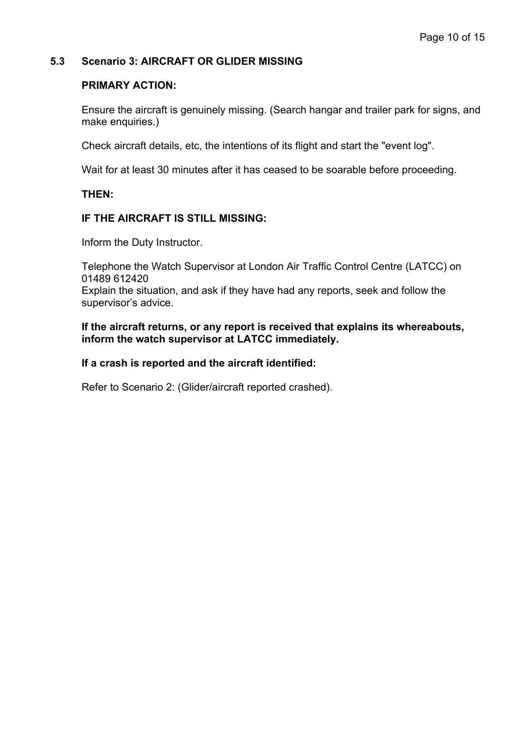## 5.3 Scenario 3: AIRCRAFT OR GLIDER MISSING

**PRIMARY ACTION:**

Ensure the aircraft is genuinely missing. (Search hangar and trailer park for signs, and make enquiries.)

Check aircraft details, etc, the intentions of its flight and start the "event log".

Wait for at least 30 minutes after it has ceased to be soarable before proceeding.

**THEN:**

**IF THE AIRCRAFT IS STILL MISSING:**

Inform the Duty Instructor.

Telephone the Watch Supervisor at London Air Traffic Control Centre (LATCC) on 01489 612420
Explain the situation, and ask if they have had any reports, seek and follow the supervisor's advice.

**If the aircraft returns, or any report is received that explains its whereabouts, inform the watch supervisor at LATCC immediately.**

**If a crash is reported and the aircraft identified:**

Refer to Scenario 2: (Glider/aircraft reported crashed).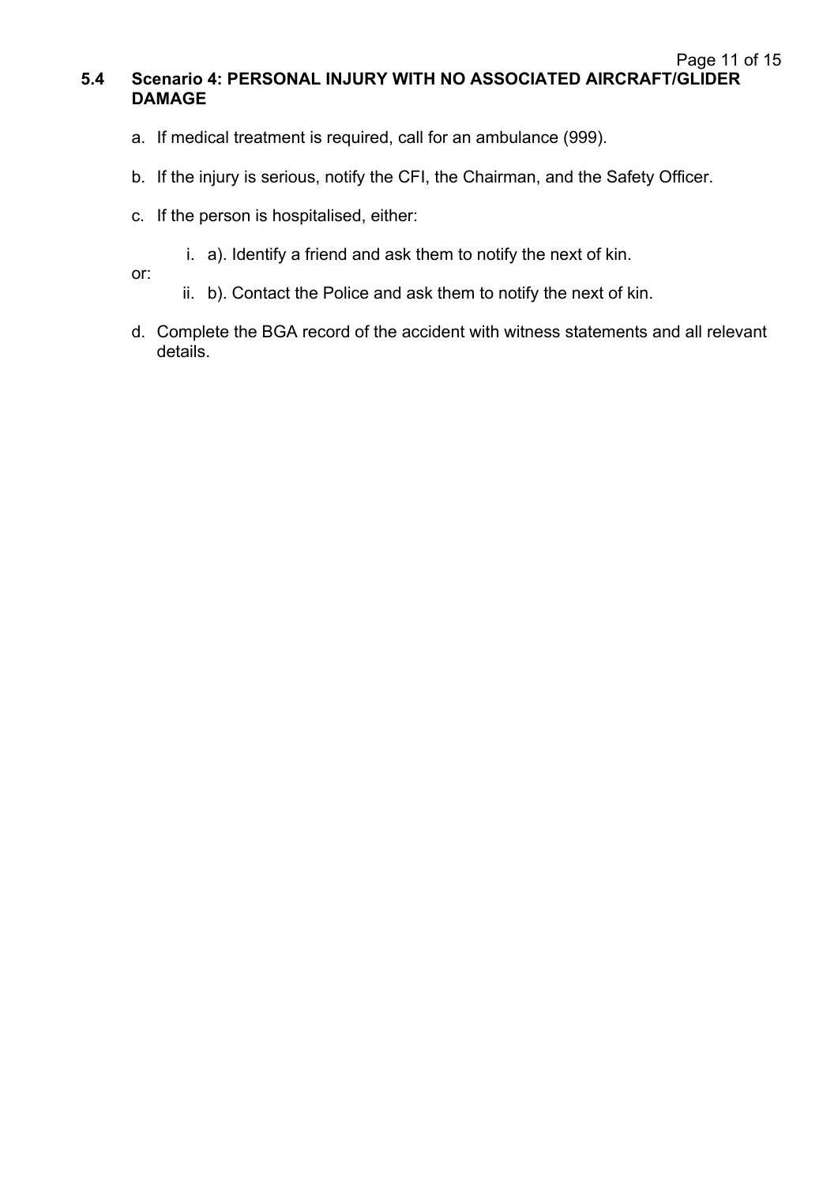### 5.4 Scenario 4: PERSONAL INJURY WITH NO ASSOCIATED AIRCRAFT/GLIDER DAMAGE

a. If medical treatment is required, call for an ambulance (999).

b. If the injury is serious, notify the CFI, the Chairman, and the Safety Officer.

c. If the person is hospitalised, either:

   i. a). Identify a friend and ask them to notify the next of kin.

or:

   ii. b). Contact the Police and ask them to notify the next of kin.

d. Complete the BGA record of the accident with witness statements and all relevant details.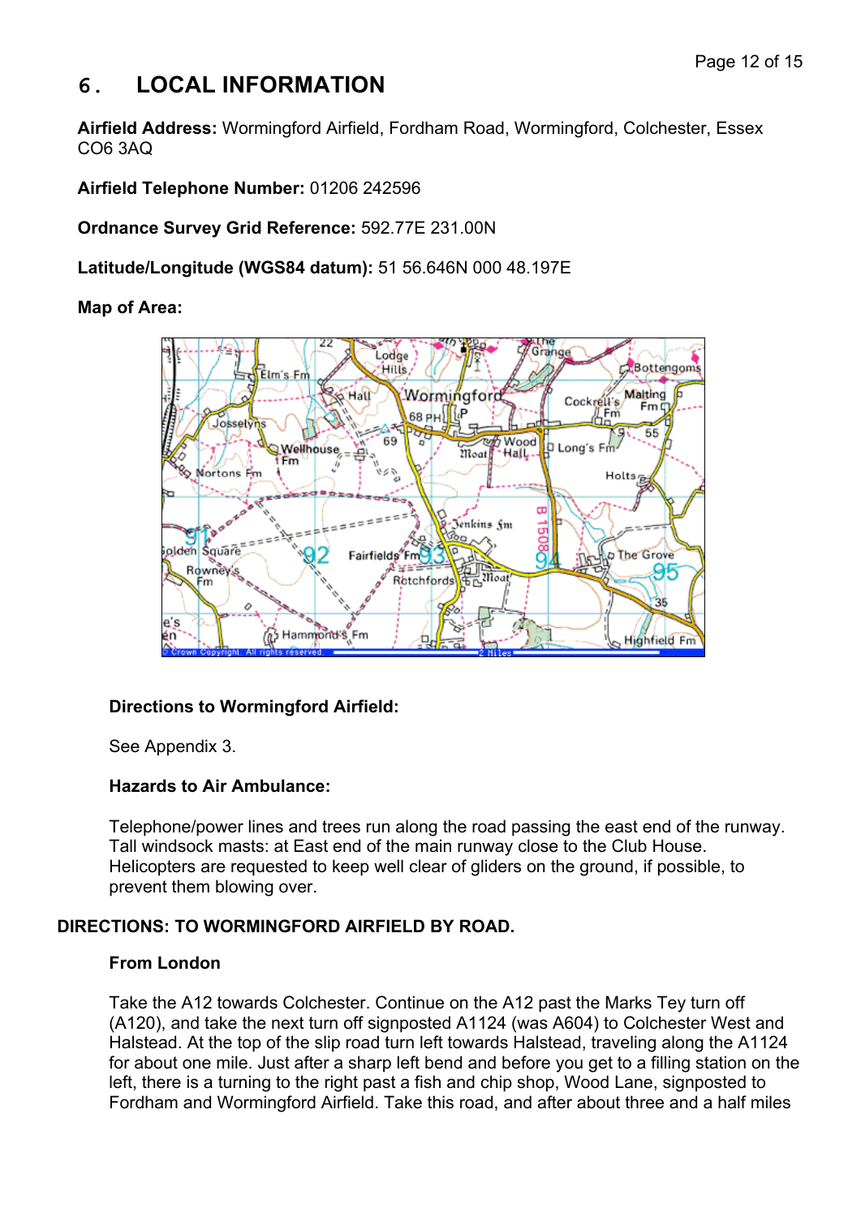# 6. LOCAL INFORMATION

**Airfield Address:** Wormingford Airfield, Fordham Road, Wormingford, Colchester, Essex CO6 3AQ

**Airfield Telephone Number:** 01206 242596

**Ordnance Survey Grid Reference:** 592.77E 231.00N

**Latitude/Longitude (WGS84 datum):** 51 56.646N 000 48.197E

**Map of Area:**

### Directions to Wormingford Airfield:

See Appendix 3.

### Hazards to Air Ambulance:

Telephone/power lines and trees run along the road passing the east end of the runway. Tall windsock masts: at East end of the main runway close to the Club House. Helicopters are requested to keep well clear of gliders on the ground, if possible, to prevent them blowing over.

## DIRECTIONS: TO WORMINGFORD AIRFIELD BY ROAD.

### From London

Take the A12 towards Colchester. Continue on the A12 past the Marks Tey turn off (A120), and take the next turn off signposted A1124 (was A604) to Colchester West and Halstead. At the top of the slip road turn left towards Halstead, traveling along the A1124 for about one mile. Just after a sharp left bend and before you get to a filling station on the left, there is a turning to the right past a fish and chip shop, Wood Lane, signposted to Fordham and Wormingford Airfield. Take this road, and after about three and a half miles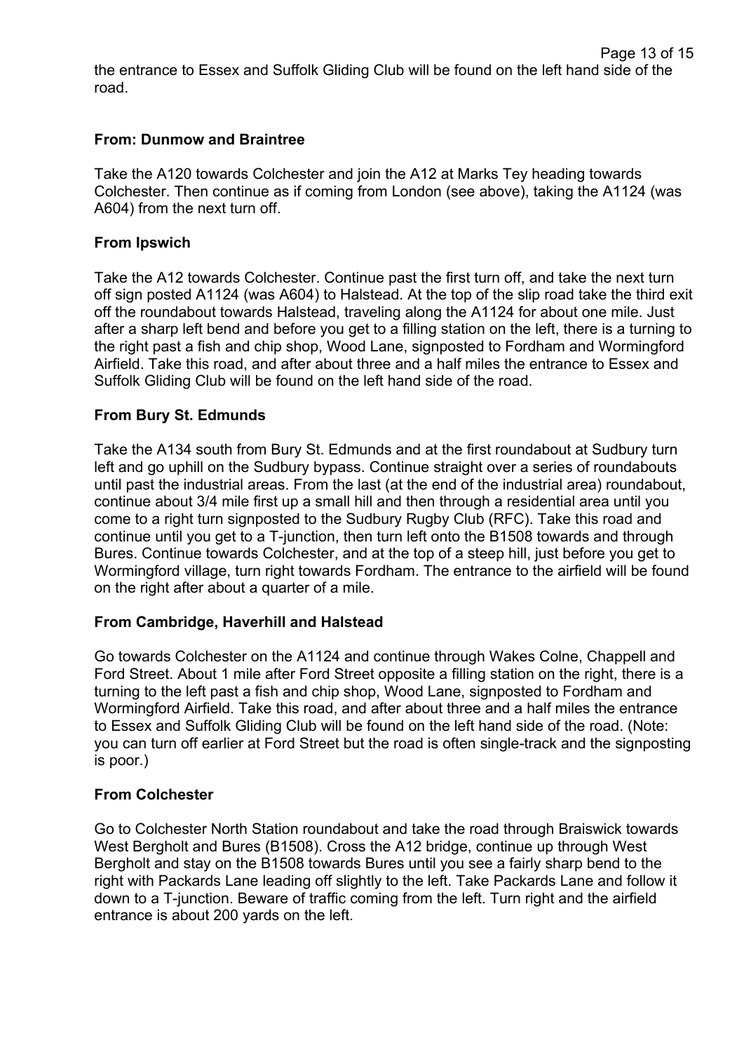the entrance to Essex and Suffolk Gliding Club will be found on the left hand side of the road.

**From: Dunmow and Braintree**

Take the A120 towards Colchester and join the A12 at Marks Tey heading towards Colchester. Then continue as if coming from London (see above), taking the A1124 (was A604) from the next turn off.

**From Ipswich**

Take the A12 towards Colchester. Continue past the first turn off, and take the next turn off sign posted A1124 (was A604) to Halstead. At the top of the slip road take the third exit off the roundabout towards Halstead, traveling along the A1124 for about one mile. Just after a sharp left bend and before you get to a filling station on the left, there is a turning to the right past a fish and chip shop, Wood Lane, signposted to Fordham and Wormingford Airfield. Take this road, and after about three and a half miles the entrance to Essex and Suffolk Gliding Club will be found on the left hand side of the road.

**From Bury St. Edmunds**

Take the A134 south from Bury St. Edmunds and at the first roundabout at Sudbury turn left and go uphill on the Sudbury bypass. Continue straight over a series of roundabouts until past the industrial areas. From the last (at the end of the industrial area) roundabout, continue about 3/4 mile first up a small hill and then through a residential area until you come to a right turn signposted to the Sudbury Rugby Club (RFC). Take this road and continue until you get to a T-junction, then turn left onto the B1508 towards and through Bures. Continue towards Colchester, and at the top of a steep hill, just before you get to Wormingford village, turn right towards Fordham. The entrance to the airfield will be found on the right after about a quarter of a mile.

**From Cambridge, Haverhill and Halstead**

Go towards Colchester on the A1124 and continue through Wakes Colne, Chappell and Ford Street. About 1 mile after Ford Street opposite a filling station on the right, there is a turning to the left past a fish and chip shop, Wood Lane, signposted to Fordham and Wormingford Airfield. Take this road, and after about three and a half miles the entrance to Essex and Suffolk Gliding Club will be found on the left hand side of the road. (Note: you can turn off earlier at Ford Street but the road is often single-track and the signposting is poor.)

**From Colchester**

Go to Colchester North Station roundabout and take the road through Braiswick towards West Bergholt and Bures (B1508). Cross the A12 bridge, continue up through West Bergholt and stay on the B1508 towards Bures until you see a fairly sharp bend to the right with Packards Lane leading off slightly to the left. Take Packards Lane and follow it down to a T-junction. Beware of traffic coming from the left. Turn right and the airfield entrance is about 200 yards on the left.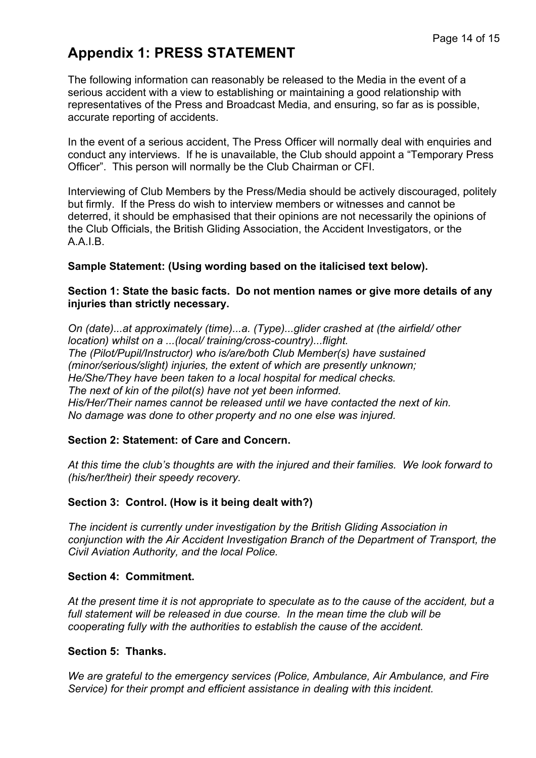# Appendix 1: PRESS STATEMENT

The following information can reasonably be released to the Media in the event of a serious accident with a view to establishing or maintaining a good relationship with representatives of the Press and Broadcast Media, and ensuring, so far as is possible, accurate reporting of accidents.

In the event of a serious accident, The Press Officer will normally deal with enquiries and conduct any interviews. If he is unavailable, the Club should appoint a "Temporary Press Officer". This person will normally be the Club Chairman or CFI.

Interviewing of Club Members by the Press/Media should be actively discouraged, politely but firmly. If the Press do wish to interview members or witnesses and cannot be deterred, it should be emphasised that their opinions are not necessarily the opinions of the Club Officials, the British Gliding Association, the Accident Investigators, or the A.A.I.B.

**Sample Statement: (Using wording based on the italicised text below).**

**Section 1: State the basic facts. Do not mention names or give more details of any injuries than strictly necessary.**

*On (date)...at approximately (time)...a. (Type)...glider crashed at (the airfield/ other location) whilst on a ...(local/ training/cross-country)...flight.*
*The (Pilot/Pupil/Instructor) who is/are/both Club Member(s) have sustained (minor/serious/slight) injuries, the extent of which are presently unknown;*
*He/She/They have been taken to a local hospital for medical checks.*
*The next of kin of the pilot(s) have not yet been informed.*
*His/Her/Their names cannot be released until we have contacted the next of kin.*
*No damage was done to other property and no one else was injured.*

**Section 2: Statement: of Care and Concern.**

*At this time the club's thoughts are with the injured and their families. We look forward to (his/her/their) their speedy recovery.*

**Section 3: Control. (How is it being dealt with?)**

*The incident is currently under investigation by the British Gliding Association in conjunction with the Air Accident Investigation Branch of the Department of Transport, the Civil Aviation Authority, and the local Police.*

**Section 4: Commitment.**

*At the present time it is not appropriate to speculate as to the cause of the accident, but a full statement will be released in due course. In the mean time the club will be cooperating fully with the authorities to establish the cause of the accident.*

**Section 5: Thanks.**

*We are grateful to the emergency services (Police, Ambulance, Air Ambulance, and Fire Service) for their prompt and efficient assistance in dealing with this incident.*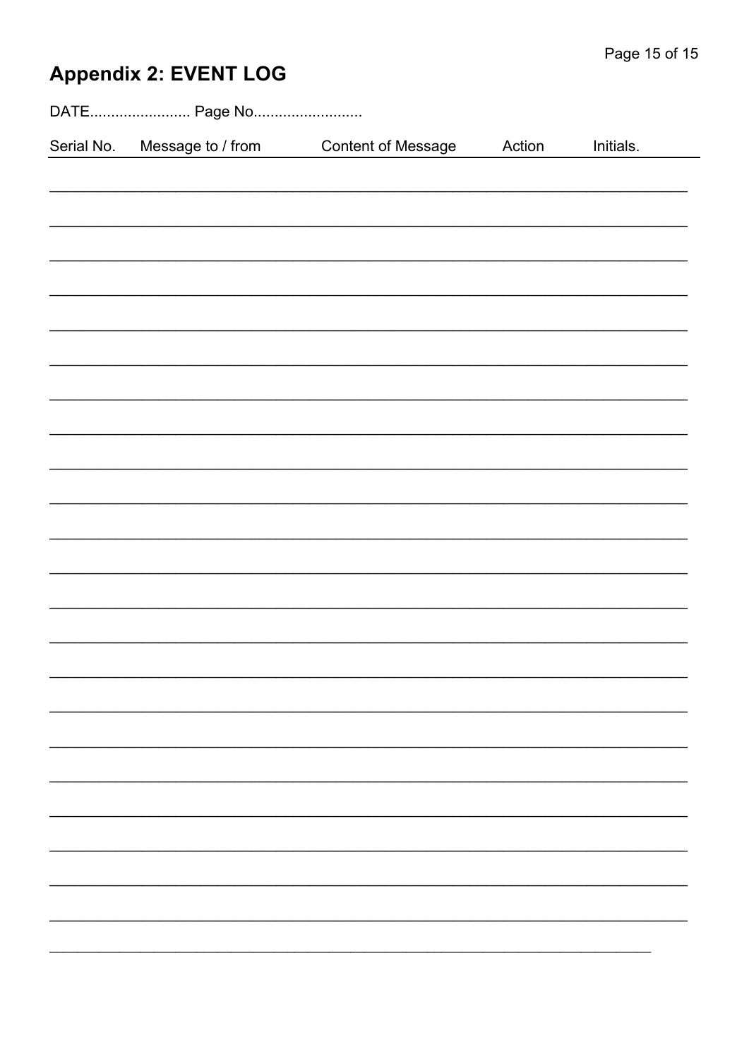## Appendix 2: EVENT LOG

DATE........................ Page No..........................

| Serial No. | Message to / from | Content of Message | Action | Initials. |
|---|---|---|---|---|
| | | | | |
| | | | | |
| | | | | |
| | | | | |
| | | | | |
| | | | | |
| | | | | |
| | | | | |
| | | | | |
| | | | | |
| | | | | |
| | | | | |
| | | | | |
| | | | | |
| | | | | |
| | | | | |
| | | | | |
| | | | | |
| | | | | |
| | | | | |
| | | | | |
| | | | | |
| | | | | |